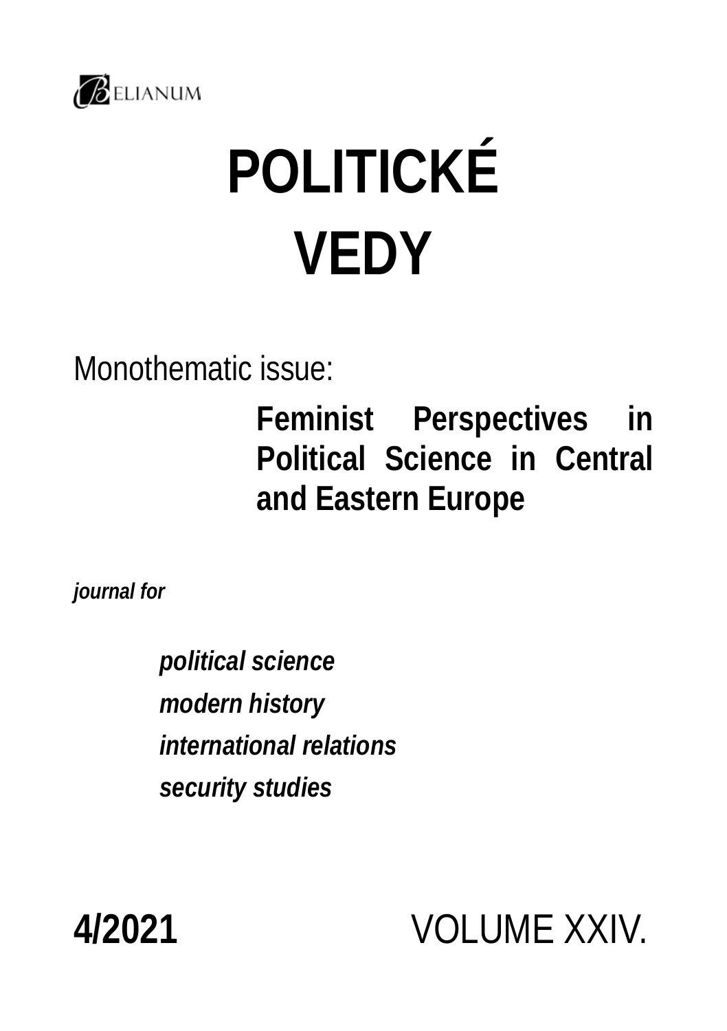BELIANUM

# POLITICKÉ VEDY

Monothematic issue:

**Feminist Perspectives in Political Science in Central and Eastern Europe**

***journal for***

***political science***
***modern history***
***international relations***
***security studies***

**4/2021** VOLUME XXIV.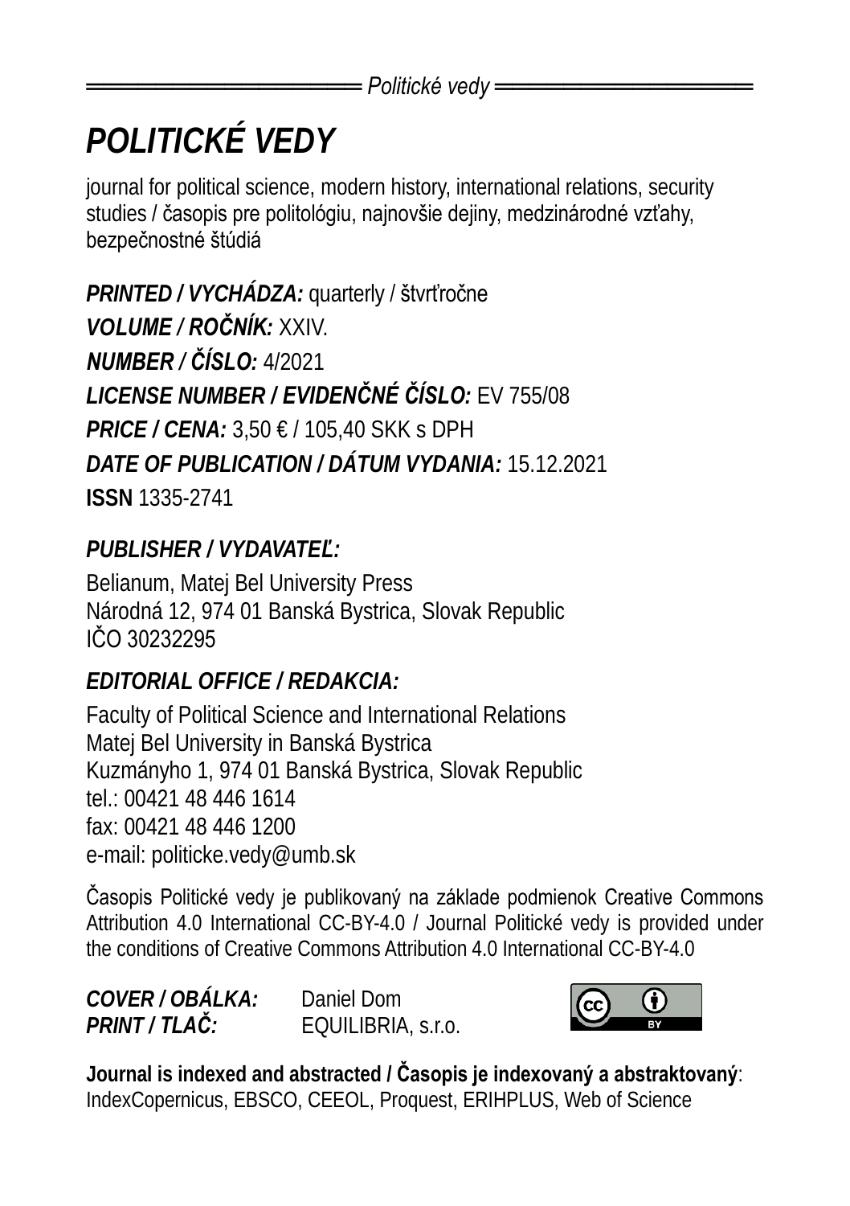# *POLITICKÉ VEDY*

journal for political science, modern history, international relations, security studies / časopis pre politológiu, najnovšie dejiny, medzinárodné vzťahy, bezpečnostné štúdiá

***PRINTED / VYCHÁDZA:*** quarterly / štvrťročne
***VOLUME / ROČNÍK:*** XXIV.
***NUMBER / ČÍSLO:*** 4/2021
***LICENSE NUMBER / EVIDENČNÉ ČÍSLO:*** EV 755/08
***PRICE / CENA:*** 3,50 € / 105,40 SKK s DPH
***DATE OF PUBLICATION / DÁTUM VYDANIA:*** 15.12.2021
**ISSN** 1335-2741

***PUBLISHER / VYDAVATEĽ:***

Belianum, Matej Bel University Press
Národná 12, 974 01 Banská Bystrica, Slovak Republic
IČO 30232295

***EDITORIAL OFFICE / REDAKCIA:***

Faculty of Political Science and International Relations
Matej Bel University in Banská Bystrica
Kuzmányho 1, 974 01 Banská Bystrica, Slovak Republic
tel.: 00421 48 446 1614
fax: 00421 48 446 1200
e-mail: politicke.vedy@umb.sk

Časopis Politické vedy je publikovaný na základe podmienok Creative Commons Attribution 4.0 International CC-BY-4.0 / Journal Politické vedy is provided under the conditions of Creative Commons Attribution 4.0 International CC-BY-4.0

***COVER / OBÁLKA:*** Daniel Dom
***PRINT / TLAČ:*** EQUILIBRIA, s.r.o.

**Journal is indexed and abstracted / Časopis je indexovaný a abstraktovaný**:
IndexCopernicus, EBSCO, CEEOL, Proquest, ERIHPLUS, Web of Science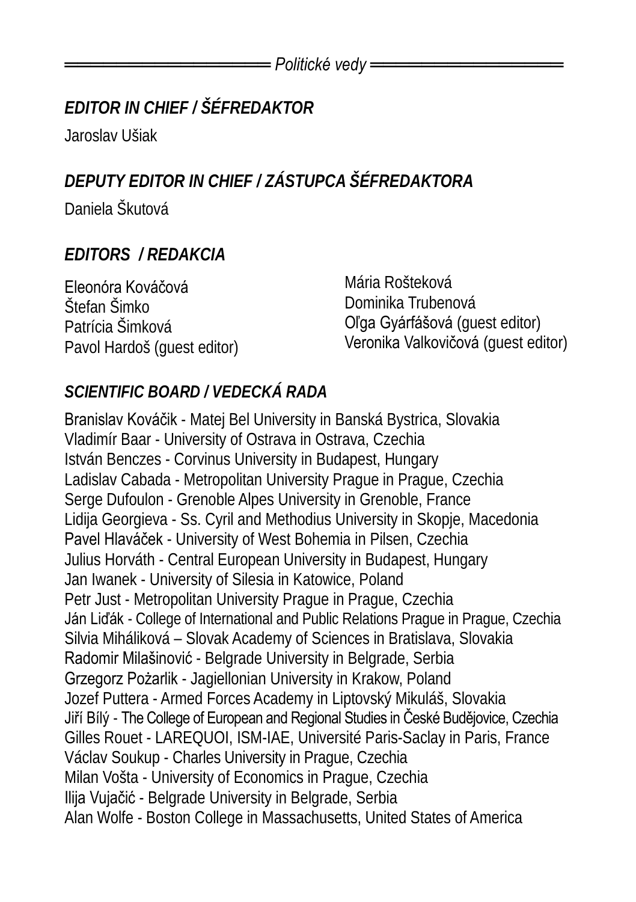## *EDITOR IN CHIEF / ŠÉFREDAKTOR*

Jaroslav Ušiak

## *DEPUTY EDITOR IN CHIEF / ZÁSTUPCA ŠÉFREDAKTORA*

Daniela Škutová

## *EDITORS / REDAKCIA*

Eleonóra Kováčová
Štefan Šimko
Patrícia Šimková
Pavol Hardoš (guest editor)
Mária Rošteková
Dominika Trubenová
Oľga Gyárfášová (guest editor)
Veronika Valkovičová (guest editor)

## *SCIENTIFIC BOARD / VEDECKÁ RADA*

Branislav Kováčik - Matej Bel University in Banská Bystrica, Slovakia
Vladimír Baar - University of Ostrava in Ostrava, Czechia
István Benczes - Corvinus University in Budapest, Hungary
Ladislav Cabada - Metropolitan University Prague in Prague, Czechia
Serge Dufoulon - Grenoble Alpes University in Grenoble, France
Lidija Georgieva - Ss. Cyril and Methodius University in Skopje, Macedonia
Pavel Hlaváček - University of West Bohemia in Pilsen, Czechia
Julius Horváth - Central European University in Budapest, Hungary
Jan Iwanek - University of Silesia in Katowice, Poland
Petr Just - Metropolitan University Prague in Prague, Czechia
Ján Liďák - College of International and Public Relations Prague in Prague, Czechia
Silvia Miháliková – Slovak Academy of Sciences in Bratislava, Slovakia
Radomir Milašinović - Belgrade University in Belgrade, Serbia
Grzegorz Pożarlik - Jagiellonian University in Krakow, Poland
Jozef Puttera - Armed Forces Academy in Liptovský Mikuláš, Slovakia
Jiří Bílý - The College of European and Regional Studies in České Budějovice, Czechia
Gilles Rouet - LAREQUOI, ISM-IAE, Université Paris-Saclay in Paris, France
Václav Soukup - Charles University in Prague, Czechia
Milan Vošta - University of Economics in Prague, Czechia
Ilija Vujačić - Belgrade University in Belgrade, Serbia
Alan Wolfe - Boston College in Massachusetts, United States of America